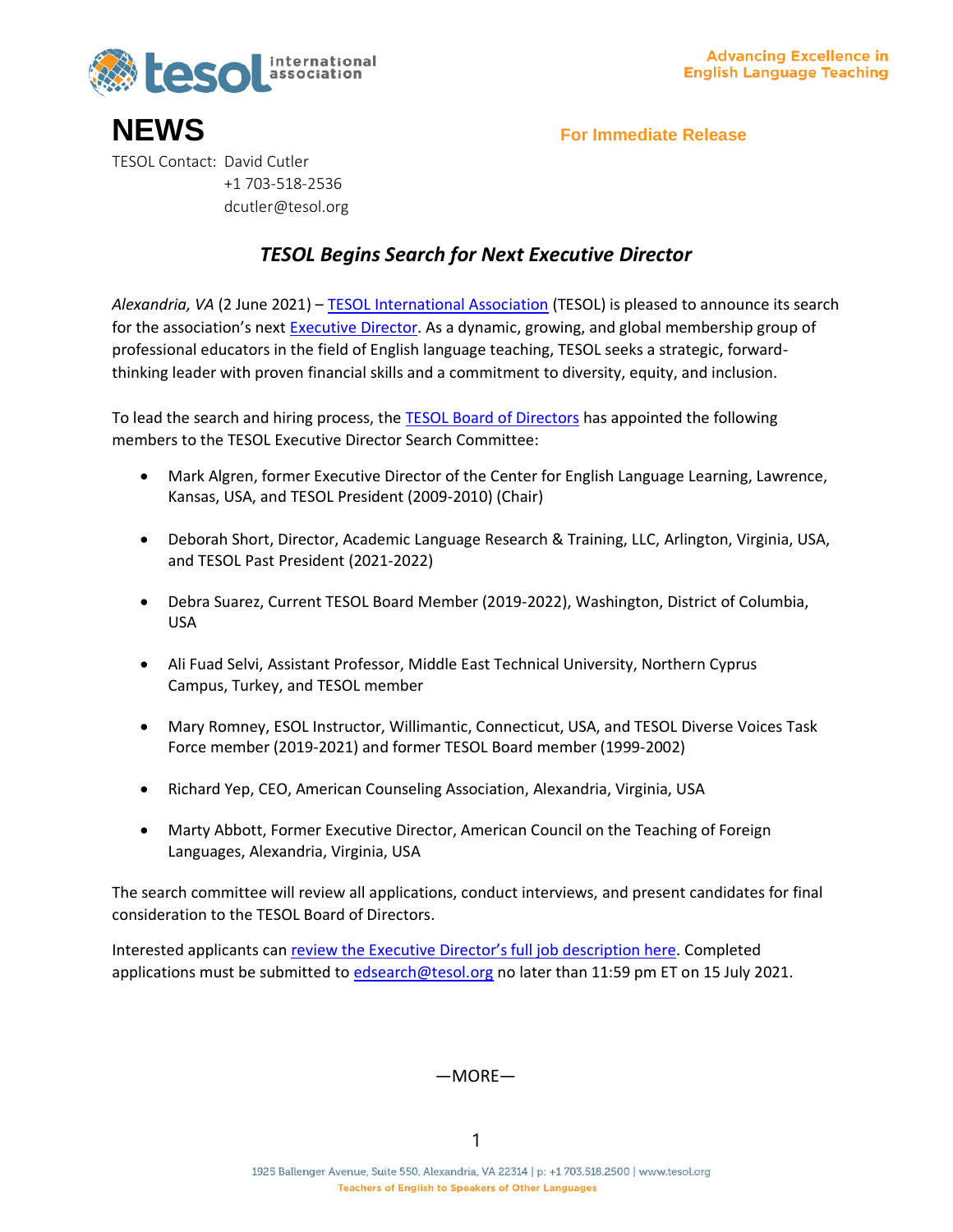tesol international association

Advancing Excellence in English Language Teaching

# NEWS

**For Immediate Release**

TESOL Contact: David Cutler
+1 703-518-2536
dcutler@tesol.org

## *TESOL Begins Search for Next Executive Director*

*Alexandria, VA* (2 June 2021) – TESOL International Association (TESOL) is pleased to announce its search for the association's next Executive Director. As a dynamic, growing, and global membership group of professional educators in the field of English language teaching, TESOL seeks a strategic, forward-thinking leader with proven financial skills and a commitment to diversity, equity, and inclusion.

To lead the search and hiring process, the TESOL Board of Directors has appointed the following members to the TESOL Executive Director Search Committee:

- Mark Algren, former Executive Director of the Center for English Language Learning, Lawrence, Kansas, USA, and TESOL President (2009-2010) (Chair)
- Deborah Short, Director, Academic Language Research & Training, LLC, Arlington, Virginia, USA, and TESOL Past President (2021-2022)
- Debra Suarez, Current TESOL Board Member (2019-2022), Washington, District of Columbia, USA
- Ali Fuad Selvi, Assistant Professor, Middle East Technical University, Northern Cyprus Campus, Turkey, and TESOL member
- Mary Romney, ESOL Instructor, Willimantic, Connecticut, USA, and TESOL Diverse Voices Task Force member (2019-2021) and former TESOL Board member (1999-2002)
- Richard Yep, CEO, American Counseling Association, Alexandria, Virginia, USA
- Marty Abbott, Former Executive Director, American Council on the Teaching of Foreign Languages, Alexandria, Virginia, USA

The search committee will review all applications, conduct interviews, and present candidates for final consideration to the TESOL Board of Directors.

Interested applicants can review the Executive Director's full job description here. Completed applications must be submitted to edsearch@tesol.org no later than 11:59 pm ET on 15 July 2021.

—MORE—

1925 Ballenger Avenue, Suite 550, Alexandria, VA 22314 | p: +1 703.518.2500 | www.tesol.org
Teachers of English to Speakers of Other Languages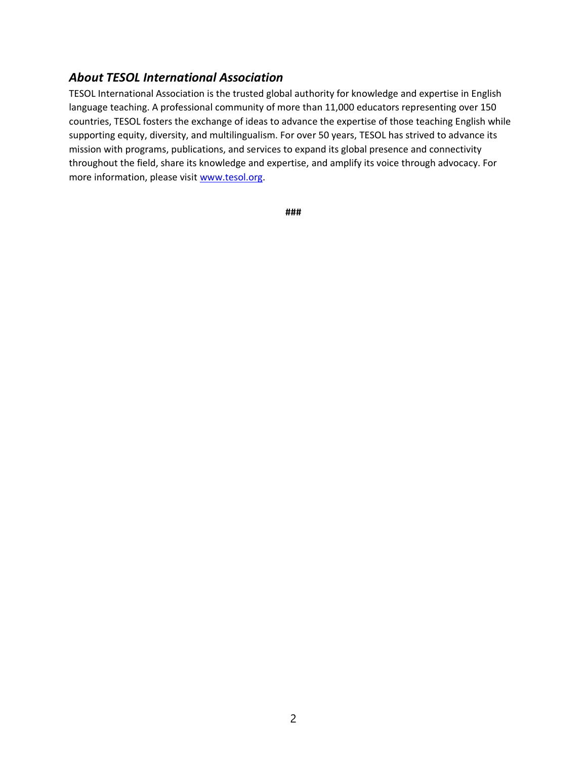## *About TESOL International Association*

TESOL International Association is the trusted global authority for knowledge and expertise in English language teaching. A professional community of more than 11,000 educators representing over 150 countries, TESOL fosters the exchange of ideas to advance the expertise of those teaching English while supporting equity, diversity, and multilingualism. For over 50 years, TESOL has strived to advance its mission with programs, publications, and services to expand its global presence and connectivity throughout the field, share its knowledge and expertise, and amplify its voice through advocacy. For more information, please visit [www.tesol.org](http://www.tesol.org).

**###**